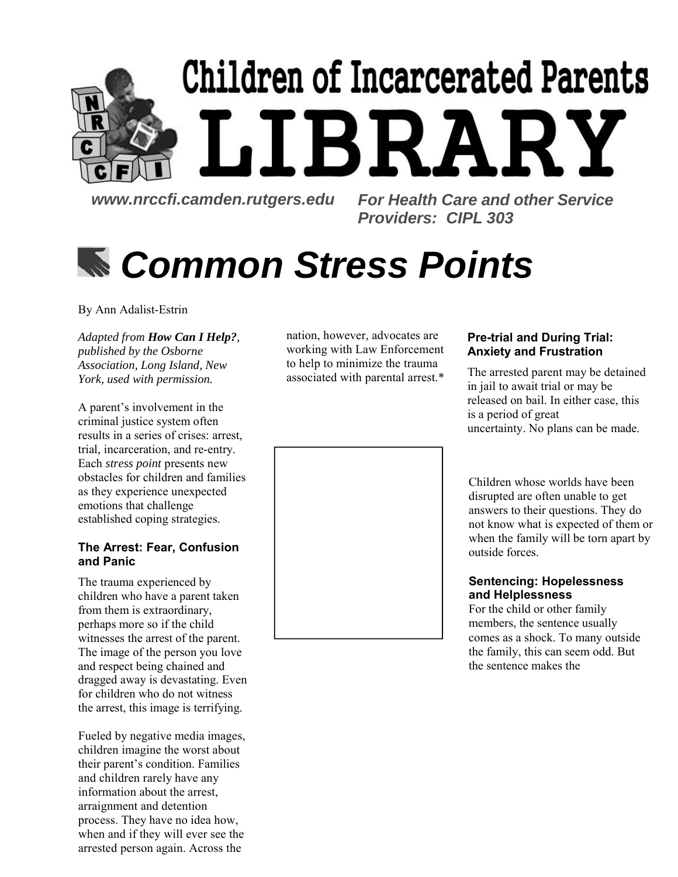# Children of Incarcerated Parents LIBRARY

www.nrccfi.camden.rutgers.edu

For Health Care and other Service Providers: CIPL 303

# Common Stress Points

By Ann Adalist-Estrin

*Adapted from **How Can I Help?**, published by the Osborne Association, Long Island, New York, used with permission.*

A parent's involvement in the criminal justice system often results in a series of crises: arrest, trial, incarceration, and re-entry. Each *stress point* presents new obstacles for children and families as they experience unexpected emotions that challenge established coping strategies.

### The Arrest: Fear, Confusion and Panic

The trauma experienced by children who have a parent taken from them is extraordinary, perhaps more so if the child witnesses the arrest of the parent. The image of the person you love and respect being chained and dragged away is devastating. Even for children who do not witness the arrest, this image is terrifying.

Fueled by negative media images, children imagine the worst about their parent's condition. Families and children rarely have any information about the arrest, arraignment and detention process. They have no idea how, when and if they will ever see the arrested person again. Across the nation, however, advocates are working with Law Enforcement to help to minimize the trauma associated with parental arrest.*

### Pre-trial and During Trial: Anxiety and Frustration

The arrested parent may be detained in jail to await trial or may be released on bail. In either case, this is a period of great uncertainty. No plans can be made.

Children whose worlds have been disrupted are often unable to get answers to their questions. They do not know what is expected of them or when the family will be torn apart by outside forces.

### Sentencing: Hopelessness and Helplessness

For the child or other family members, the sentence usually comes as a shock. To many outside the family, this can seem odd. But the sentence makes the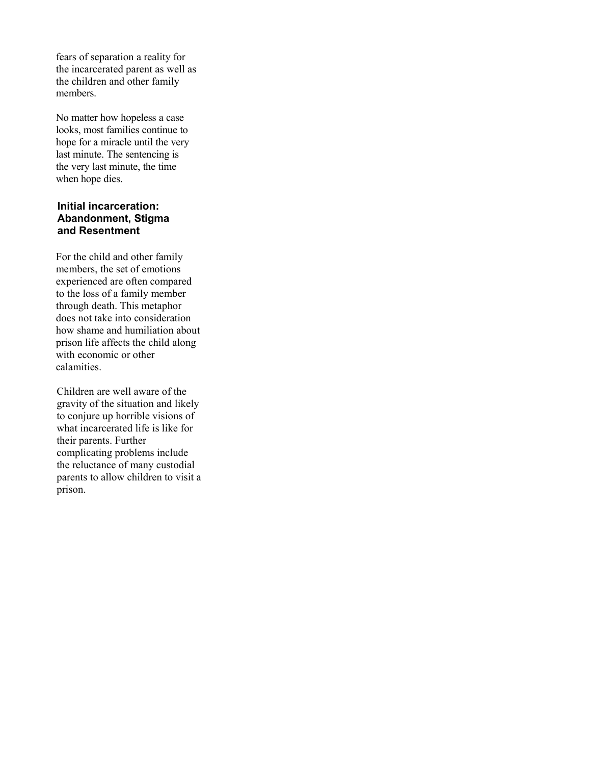fears of separation a reality for the incarcerated parent as well as the children and other family members.

No matter how hopeless a case looks, most families continue to hope for a miracle until the very last minute. The sentencing is the very last minute, the time when hope dies.

### Initial incarceration: Abandonment, Stigma and Resentment

For the child and other family members, the set of emotions experienced are often compared to the loss of a family member through death. This metaphor does not take into consideration how shame and humiliation about prison life affects the child along with economic or other calamities.

Children are well aware of the gravity of the situation and likely to conjure up horrible visions of what incarcerated life is like for their parents. Further complicating problems include the reluctance of many custodial parents to allow children to visit a prison.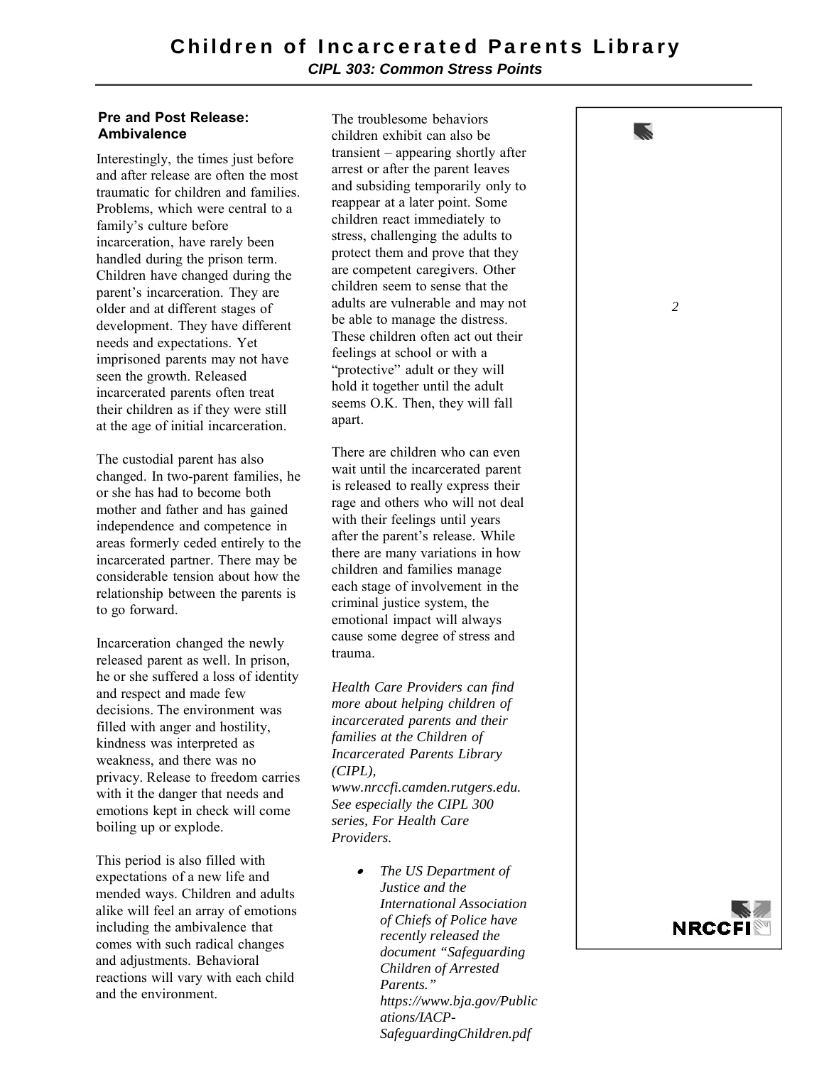### Pre and Post Release: Ambivalence

Interestingly, the times just before and after release are often the most traumatic for children and families. Problems, which were central to a family's culture before incarceration, have rarely been handled during the prison term. Children have changed during the parent's incarceration. They are older and at different stages of development. They have different needs and expectations. Yet imprisoned parents may not have seen the growth. Released incarcerated parents often treat their children as if they were still at the age of initial incarceration.

The custodial parent has also changed. In two-parent families, he or she has had to become both mother and father and has gained independence and competence in areas formerly ceded entirely to the incarcerated partner. There may be considerable tension about how the relationship between the parents is to go forward.

Incarceration changed the newly released parent as well. In prison, he or she suffered a loss of identity and respect and made few decisions. The environment was filled with anger and hostility, kindness was interpreted as weakness, and there was no privacy. Release to freedom carries with it the danger that needs and emotions kept in check will come boiling up or explode.

This period is also filled with expectations of a new life and mended ways. Children and adults alike will feel an array of emotions including the ambivalence that comes with such radical changes and adjustments. Behavioral reactions will vary with each child and the environment.

The troublesome behaviors children exhibit can also be transient – appearing shortly after arrest or after the parent leaves and subsiding temporarily only to reappear at a later point. Some children react immediately to stress, challenging the adults to protect them and prove that they are competent caregivers. Other children seem to sense that the adults are vulnerable and may not be able to manage the distress. These children often act out their feelings at school or with a "protective" adult or they will hold it together until the adult seems O.K. Then, they will fall apart.

There are children who can even wait until the incarcerated parent is released to really express their rage and others who will not deal with their feelings until years after the parent's release. While there are many variations in how children and families manage each stage of involvement in the criminal justice system, the emotional impact will always cause some degree of stress and trauma.

*Health Care Providers can find more about helping children of incarcerated parents and their families at the Children of Incarcerated Parents Library (CIPL), www.nrccfi.camden.rutgers.edu. See especially the CIPL 300 series, For Health Care Providers.*

- *The US Department of Justice and the International Association of Chiefs of Police have recently released the document "Safeguarding Children of Arrested Parents." https://www.bja.gov/Publications/IACP-SafeguardingChildren.pdf*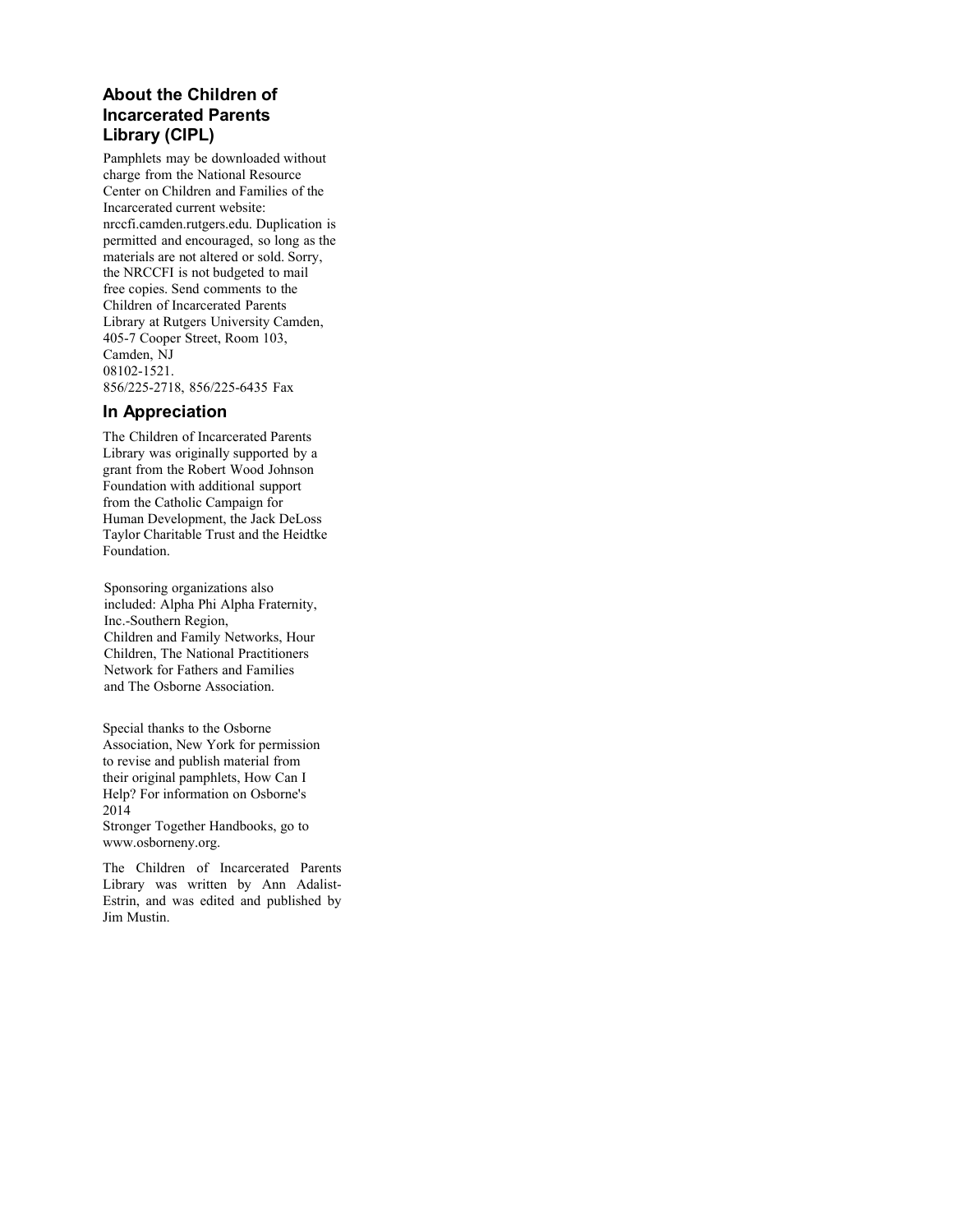## About the Children of Incarcerated Parents Library (CIPL)

Pamphlets may be downloaded without charge from the National Resource Center on Children and Families of the Incarcerated current website: nrccfi.camden.rutgers.edu. Duplication is permitted and encouraged, so long as the materials are not altered or sold. Sorry, the NRCCFI is not budgeted to mail free copies. Send comments to the Children of Incarcerated Parents Library at Rutgers University Camden, 405-7 Cooper Street, Room 103, Camden, NJ 08102-1521.
856/225-2718, 856/225-6435 Fax

## In Appreciation

The Children of Incarcerated Parents Library was originally supported by a grant from the Robert Wood Johnson Foundation with additional support from the Catholic Campaign for Human Development, the Jack DeLoss Taylor Charitable Trust and the Heidtke Foundation.

Sponsoring organizations also included: Alpha Phi Alpha Fraternity, Inc.-Southern Region, Children and Family Networks, Hour Children, The National Practitioners Network for Fathers and Families and The Osborne Association.

Special thanks to the Osborne Association, New York for permission to revise and publish material from their original pamphlets, How Can I Help? For information on Osborne's 2014 Stronger Together Handbooks, go to www.osborneny.org.

The Children of Incarcerated Parents Library was written by Ann Adalist-Estrin, and was edited and published by Jim Mustin.